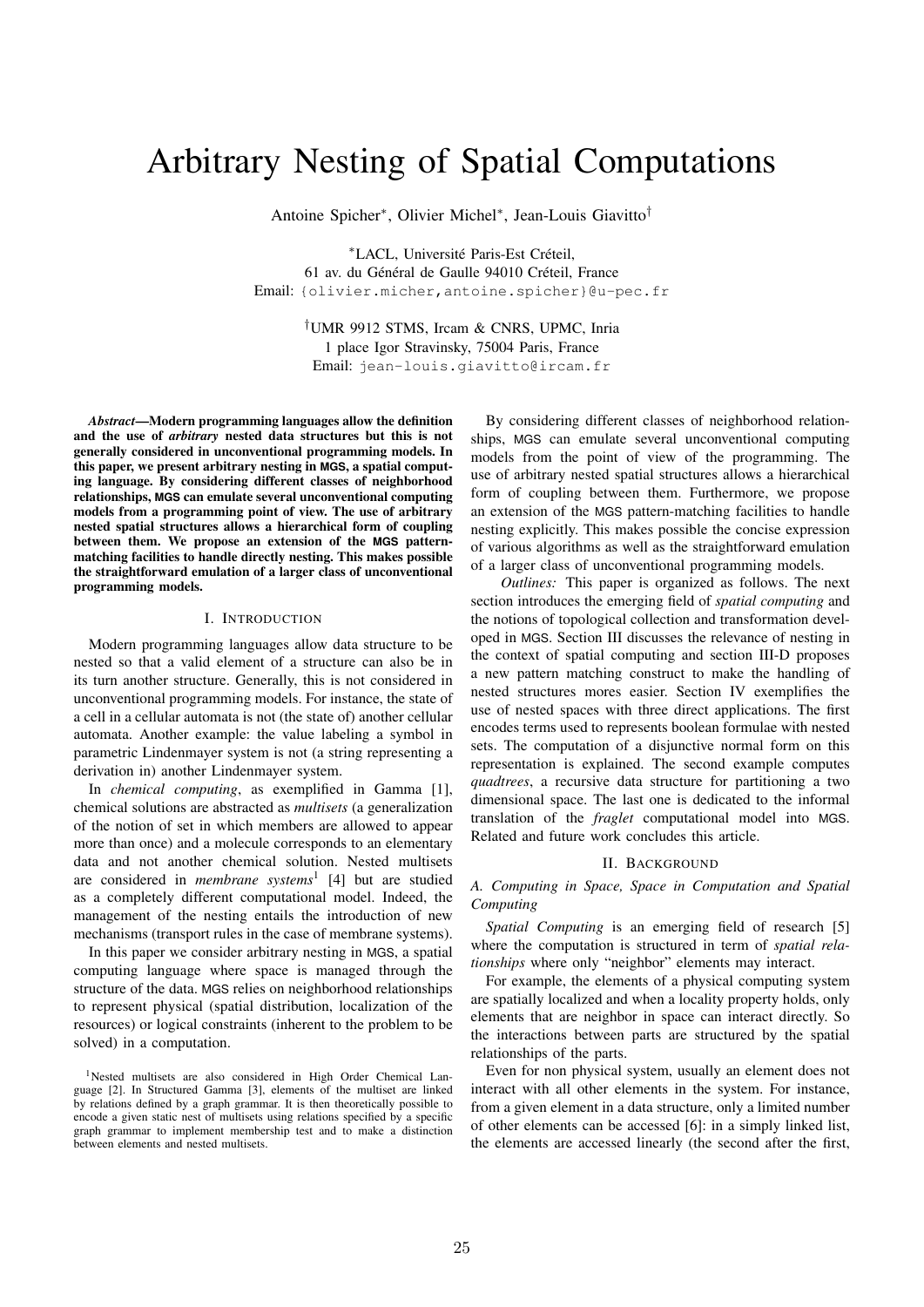# Arbitrary Nesting of Spatial Computations

Antoine Spicher*, Olivier Michel*, Jean-Louis Giavitto†

*LACL, Université Paris-Est Créteil,
61 av. du Général de Gaulle 94010 Créteil, France
Email: {olivier.micher,antoine.spicher}@u-pec.fr

†UMR 9912 STMS, Ircam & CNRS, UPMC, Inria
1 place Igor Stravinsky, 75004 Paris, France
Email: jean-louis.giavitto@ircam.fr

***Abstract*—Modern programming languages allow the definition and the use of *arbitrary* nested data structures but this is not generally considered in unconventional programming models. In this paper, we present arbitrary nesting in MGS, a spatial computing language. By considering different classes of neighborhood relationships, MGS can emulate several unconventional computing models from a programming point of view. The use of arbitrary nested spatial structures allows a hierarchical form of coupling between them. We propose an extension of the MGS pattern-matching facilities to handle directly nesting. This makes possible the straightforward emulation of a larger class of unconventional programming models.**

## I. Introduction

Modern programming languages allow data structure to be nested so that a valid element of a structure can also be in its turn another structure. Generally, this is not considered in unconventional programming models. For instance, the state of a cell in a cellular automata is not (the state of) another cellular automata. Another example: the value labeling a symbol in parametric Lindenmayer system is not (a string representing a derivation in) another Lindenmayer system.

In *chemical computing*, as exemplified in Gamma [1], chemical solutions are abstracted as *multisets* (a generalization of the notion of set in which members are allowed to appear more than once) and a molecule corresponds to an elementary data and not another chemical solution. Nested multisets are considered in *membrane systems*[1] [4] but are studied as a completely different computational model. Indeed, the management of the nesting entails the introduction of new mechanisms (transport rules in the case of membrane systems).

In this paper we consider arbitrary nesting in MGS, a spatial computing language where space is managed through the structure of the data. MGS relies on neighborhood relationships to represent physical (spatial distribution, localization of the resources) or logical constraints (inherent to the problem to be solved) in a computation.

[1]Nested multisets are also considered in High Order Chemical Language [2]. In Structured Gamma [3], elements of the multiset are linked by relations defined by a graph grammar. It is then theoretically possible to encode a given static nest of multisets using relations specified by a specific graph grammar to implement membership test and to make a distinction between elements and nested multisets.

By considering different classes of neighborhood relationships, MGS can emulate several unconventional computing models from the point of view of the programming. The use of arbitrary nested spatial structures allows a hierarchical form of coupling between them. Furthermore, we propose an extension of the MGS pattern-matching facilities to handle nesting explicitly. This makes possible the concise expression of various algorithms as well as the straightforward emulation of a larger class of unconventional programming models.

*Outlines:* This paper is organized as follows. The next section introduces the emerging field of *spatial computing* and the notions of topological collection and transformation developed in MGS. Section III discusses the relevance of nesting in the context of spatial computing and section III-D proposes a new pattern matching construct to make the handling of nested structures mores easier. Section IV exemplifies the use of nested spaces with three direct applications. The first encodes terms used to represents boolean formulae with nested sets. The computation of a disjunctive normal form on this representation is explained. The second example computes *quadtrees*, a recursive data structure for partitioning a two dimensional space. The last one is dedicated to the informal translation of the *fraglet* computational model into MGS. Related and future work concludes this article.

## II. Background

### A. Computing in Space, Space in Computation and Spatial Computing

*Spatial Computing* is an emerging field of research [5] where the computation is structured in term of *spatial relationships* where only "neighbor" elements may interact.

For example, the elements of a physical computing system are spatially localized and when a locality property holds, only elements that are neighbor in space can interact directly. So the interactions between parts are structured by the spatial relationships of the parts.

Even for non physical system, usually an element does not interact with all other elements in the system. For instance, from a given element in a data structure, only a limited number of other elements can be accessed [6]: in a simply linked list, the elements are accessed linearly (the second after the first,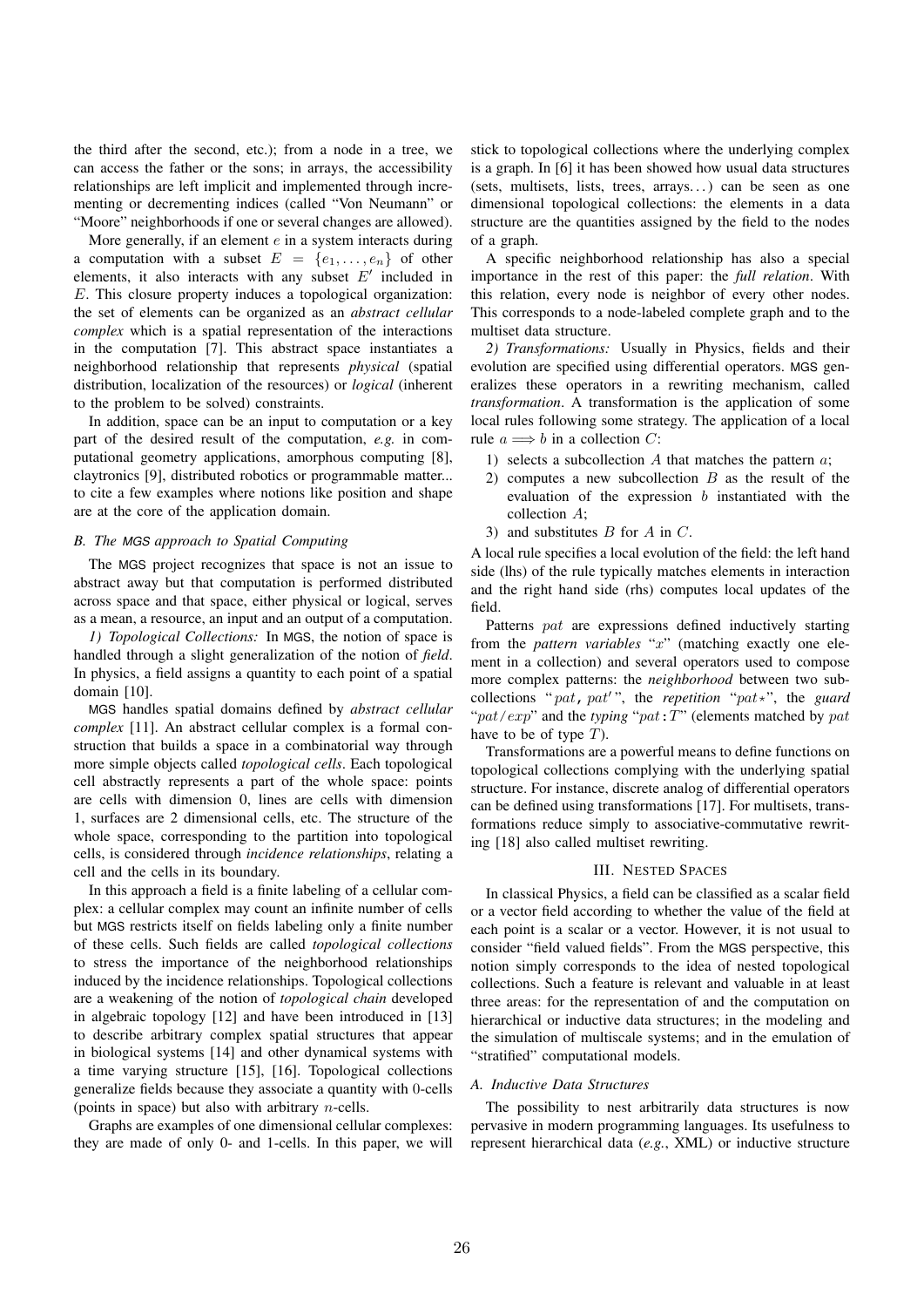the third after the second, etc.); from a node in a tree, we can access the father or the sons; in arrays, the accessibility relationships are left implicit and implemented through incrementing or decrementing indices (called "Von Neumann" or "Moore" neighborhoods if one or several changes are allowed).

More generally, if an element $e$ in a system interacts during a computation with a subset $E = \{e_1, \ldots, e_n\}$ of other elements, it also interacts with any subset $E'$ included in $E$. This closure property induces a topological organization: the set of elements can be organized as an *abstract cellular complex* which is a spatial representation of the interactions in the computation [7]. This abstract space instantiates a neighborhood relationship that represents *physical* (spatial distribution, localization of the resources) or *logical* (inherent to the problem to be solved) constraints.

In addition, space can be an input to computation or a key part of the desired result of the computation, *e.g.* in computational geometry applications, amorphous computing [8], claytronics [9], distributed robotics or programmable matter... to cite a few examples where notions like position and shape are at the core of the application domain.

### B. The MGS approach to Spatial Computing

The MGS project recognizes that space is not an issue to abstract away but that computation is performed distributed across space and that space, either physical or logical, serves as a mean, a resource, an input and an output of a computation.

*1) Topological Collections:* In MGS, the notion of space is handled through a slight generalization of the notion of *field*. In physics, a field assigns a quantity to each point of a spatial domain [10].

MGS handles spatial domains defined by *abstract cellular complex* [11]. An abstract cellular complex is a formal construction that builds a space in a combinatorial way through more simple objects called *topological cells*. Each topological cell abstractly represents a part of the whole space: points are cells with dimension 0, lines are cells with dimension 1, surfaces are 2 dimensional cells, etc. The structure of the whole space, corresponding to the partition into topological cells, is considered through *incidence relationships*, relating a cell and the cells in its boundary.

In this approach a field is a finite labeling of a cellular complex: a cellular complex may count an infinite number of cells but MGS restricts itself on fields labeling only a finite number of these cells. Such fields are called *topological collections* to stress the importance of the neighborhood relationships induced by the incidence relationships. Topological collections are a weakening of the notion of *topological chain* developed in algebraic topology [12] and have been introduced in [13] to describe arbitrary complex spatial structures that appear in biological systems [14] and other dynamical systems with a time varying structure [15], [16]. Topological collections generalize fields because they associate a quantity with 0-cells (points in space) but also with arbitrary $n$-cells.

Graphs are examples of one dimensional cellular complexes: they are made of only 0- and 1-cells. In this paper, we will stick to topological collections where the underlying complex is a graph. In [6] it has been showed how usual data structures (sets, multisets, lists, trees, arrays...) can be seen as one dimensional topological collections: the elements in a data structure are the quantities assigned by the field to the nodes of a graph.

A specific neighborhood relationship has also a special importance in the rest of this paper: the *full relation*. With this relation, every node is neighbor of every other nodes. This corresponds to a node-labeled complete graph and to the multiset data structure.

*2) Transformations:* Usually in Physics, fields and their evolution are specified using differential operators. MGS generalizes these operators in a rewriting mechanism, called *transformation*. A transformation is the application of some local rules following some strategy. The application of a local rule $a \Longrightarrow b$ in a collection $C$:

1) selects a subcollection $A$ that matches the pattern $a$;
2) computes a new subcollection $B$ as the result of the evaluation of the expression $b$ instantiated with the collection $A$;
3) and substitutes $B$ for $A$ in $C$.

A local rule specifies a local evolution of the field: the left hand side (lhs) of the rule typically matches elements in interaction and the right hand side (rhs) computes local updates of the field.

Patterns $pat$ are expressions defined inductively starting from the *pattern variables* "$x$" (matching exactly one element in a collection) and several operators used to compose more complex patterns: the *neighborhood* between two subcollections "$pat$, $pat'$", the *repetition* "$pat*$", the *guard* "$pat/exp$" and the *typing* "$pat:T$" (elements matched by $pat$ have to be of type $T$).

Transformations are a powerful means to define functions on topological collections complying with the underlying spatial structure. For instance, discrete analog of differential operators can be defined using transformations [17]. For multisets, transformations reduce simply to associative-commutative rewriting [18] also called multiset rewriting.

## III. Nested Spaces

In classical Physics, a field can be classified as a scalar field or a vector field according to whether the value of the field at each point is a scalar or a vector. However, it is not usual to consider "field valued fields". From the MGS perspective, this notion simply corresponds to the idea of nested topological collections. Such a feature is relevant and valuable in at least three areas: for the representation of and the computation on hierarchical or inductive data structures; in the modeling and the simulation of multiscale systems; and in the emulation of "stratified" computational models.

### A. Inductive Data Structures

The possibility to nest arbitrarily data structures is now pervasive in modern programming languages. Its usefulness to represent hierarchical data (*e.g.*, XML) or inductive structure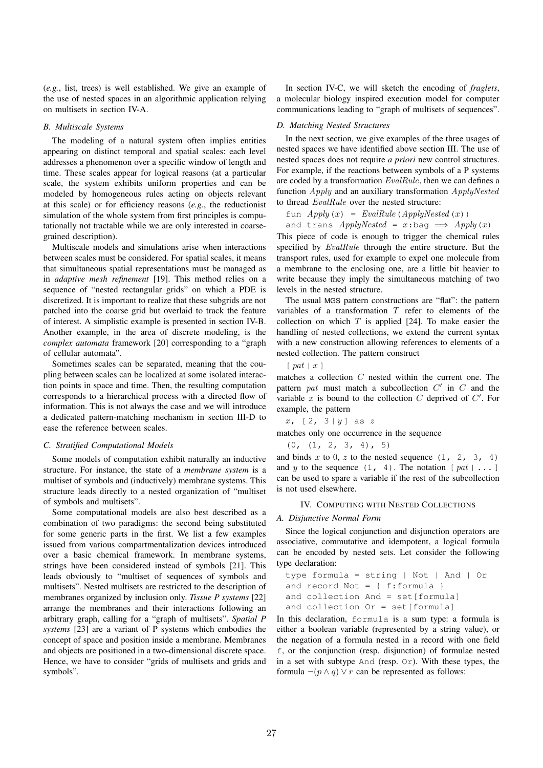(*e.g.*, list, trees) is well established. We give an example of the use of nested spaces in an algorithmic application relying on multisets in section IV-A.

### *B. Multiscale Systems*

The modeling of a natural system often implies entities appearing on distinct temporal and spatial scales: each level addresses a phenomenon over a specific window of length and time. These scales appear for logical reasons (at a particular scale, the system exhibits uniform properties and can be modeled by homogeneous rules acting on objects relevant at this scale) or for efficiency reasons (*e.g.*, the reductionist simulation of the whole system from first principles is computationally not tractable while we are only interested in coarse-grained description).

Multiscale models and simulations arise when interactions between scales must be considered. For spatial scales, it means that simultaneous spatial representations must be managed as in *adaptive mesh refinement* [19]. This method relies on a sequence of "nested rectangular grids" on which a PDE is discretized. It is important to realize that these subgrids are not patched into the coarse grid but overlaid to track the feature of interest. A simplistic example is presented in section IV-B. Another example, in the area of discrete modeling, is the *complex automata* framework [20] corresponding to a "graph of cellular automata".

Sometimes scales can be separated, meaning that the coupling between scales can be localized at some isolated interaction points in space and time. Then, the resulting computation corresponds to a hierarchical process with a directed flow of information. This is not always the case and we will introduce a dedicated pattern-matching mechanism in section III-D to ease the reference between scales.

### *C. Stratified Computational Models*

Some models of computation exhibit naturally an inductive structure. For instance, the state of a *membrane system* is a multiset of symbols and (inductively) membrane systems. This structure leads directly to a nested organization of "multiset of symbols and multisets".

Some computational models are also best described as a combination of two paradigms: the second being substituted for some generic parts in the first. We list a few examples issued from various compartmentalization devices introduced over a basic chemical framework. In membrane systems, strings have been considered instead of symbols [21]. This leads obviously to "multiset of sequences of symbols and multisets". Nested multisets are restricted to the description of membranes organized by inclusion only. *Tissue P systems* [22] arrange the membranes and their interactions following an arbitrary graph, calling for a "graph of multisets". *Spatial P systems* [23] are a variant of P systems which embodies the concept of space and position inside a membrane. Membranes and objects are positioned in a two-dimensional discrete space. Hence, we have to consider "grids of multisets and grids and symbols".

In section IV-C, we will sketch the encoding of *fraglets*, a molecular biology inspired execution model for computer communications leading to "graph of multisets of sequences".

### *D. Matching Nested Structures*

In the next section, we give examples of the three usages of nested spaces we have identified above section III. The use of nested spaces does not require *a priori* new control structures. For example, if the reactions between symbols of a P systems are coded by a transformation $EvalRule$, then we can defines a function $Apply$ and an auxiliary transformation $ApplyNested$ to thread $EvalRule$ over the nested structure:

```
fun Apply(x) = EvalRule(ApplyNested(x))
and trans ApplyNested = x:bag ⟹ Apply(x)
```

This piece of code is enough to trigger the chemical rules specified by $EvalRule$ through the entire structure. But the transport rules, used for example to expel one molecule from a membrane to the enclosing one, are a little bit heavier to write because they imply the simultaneous matching of two levels in the nested structure.

The usual MGS pattern constructions are "flat": the pattern variables of a transformation $T$ refer to elements of the collection on which $T$ is applied [24]. To make easier the handling of nested collections, we extend the current syntax with a new construction allowing references to elements of a nested collection. The pattern construct

```
[ pat | x ]
```

matches a collection $C$ nested within the current one. The pattern $pat$ must match a subcollection $C'$ in $C$ and the variable $x$ is bound to the collection $C$ deprived of $C'$. For example, the pattern

```
x, [2, 3|y] as z
```

matches only one occurrence in the sequence

```
(0, (1, 2, 3, 4), 5)
```

and binds $x$ to 0, $z$ to the nested sequence `(1, 2, 3, 4)` and $y$ to the sequence `(1, 4)`. The notation `[ pat | ... ]` can be used to spare a variable if the rest of the subcollection is not used elsewhere.

## IV. Computing with Nested Collections

### *A. Disjunctive Normal Form*

Since the logical conjunction and disjunction operators are associative, commutative and idempotent, a logical formula can be encoded by nested sets. Let consider the following type declaration:

```
type formula = string | Not | And | Or
and record Not = { f:formula }
and collection And = set[formula]
and collection Or = set[formula]
```

In this declaration, `formula` is a sum type: a formula is either a boolean variable (represented by a string value), or the negation of a formula nested in a record with one field `f`, or the conjunction (resp. disjunction) of formulae nested in a set with subtype `And` (resp. `Or`). With these types, the formula $\neg(p \wedge q) \vee r$ can be represented as follows: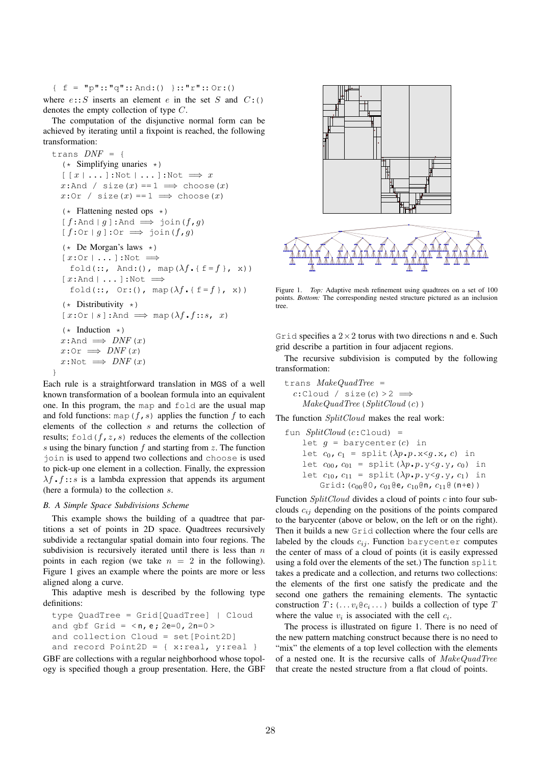```
{ f = "p"::"q"::And:() }::"r"::Or:()
```

where $e$`::`$S$ inserts an element $e$ in the set $S$ and $C$`:()` denotes the empty collection of type $C$.

The computation of the disjunctive normal form can be achieved by iterating until a fixpoint is reached, the following transformation:

```
trans DNF = {
  (* Simplifying unaries *)
  [ [x | ... ]:Not | ... ]:Not ⟹ x
  x:And / size(x)==1 ⟹ choose(x)
  x:Or / size(x)==1 ⟹ choose(x)

  (* Flattening nested ops *)
  [ f:And | g ]:And ⟹ join(f,g)
  [ f:Or | g ]:Or ⟹ join(f,g)

  (* De Morgan's laws *)
  [ x:Or | ... ]:Not ⟹
    fold(::, And:(), map(λf.{ f=f }, x))
  [ x:And | ... ]:Not ⟹
    fold(::, Or:(), map(λf.{ f=f }, x))

  (* Distributivity *)
  [ x:Or | s ]:And ⟹ map(λf.f::s, x)

  (* Induction *)
  x:And ⟹ DNF(x)
  x:Or ⟹ DNF(x)
  x:Not ⟹ DNF(x)
}
```

Each rule is a straightforward translation in MGS of a well known transformation of a boolean formula into an equivalent one. In this program, the `map` and `fold` are the usual map and fold functions: `map`$(f,s)$ applies the function $f$ to each elements of the collection $s$ and returns the collection of results; `fold`$(f,z,s)$ reduces the elements of the collection $s$ using the binary function $f$ and starting from $z$. The function `join` is used to append two collections and `choose` is used to pick-up one element in a collection. Finally, the expression $\lambda f.f$`::`$s$ is a lambda expression that appends its argument (here a formula) to the collection $s$.

### B. A Simple Space Subdivisions Scheme

This example shows the building of a quadtree that partitions a set of points in 2D space. Quadtrees recursively subdivide a rectangular spatial domain into four regions. The subdivision is recursively iterated until there is less than $n$ points in each region (we take $n = 2$ in the following). Figure 1 gives an example where the points are more or less aligned along a curve.

This adaptive mesh is described by the following type definitions:

```
type QuadTree = Grid[QuadTree] | Cloud
and gbf Grid = <n, e; 2e=0, 2n=0>
and collection Cloud = set[Point2D]
and record Point2D = { x:real, y:real }
```

GBF are collections with a regular neighborhood whose topology is specified though a group presentation. Here, the GBF `Grid` specifies a $2 \times 2$ torus with two directions n and e. Such grid describe a partition in four adjacent regions.

Figure 1. *Top:* Adaptive mesh refinement using quadtrees on a set of 100 points. *Bottom:* The corresponding nested structure pictured as an inclusion tree.

The recursive subdivision is computed by the following transformation:

```
trans MakeQuadTree =
  c:Cloud / size(c)>2 ⟹
    MakeQuadTree(SplitCloud(c))
```

The function *SplitCloud* makes the real work:

```
fun SplitCloud(c:Cloud) =
    let g = barycenter(c) in
    let c0, c1 = split(λp.p.x<g.x, c) in
    let c00, c01 = split(λp.p.y<g.y, c0) in
    let c10, c11 = split(λp.p.y<g.y, c1) in
        Grid:(c00@0, c01@e, c10@n, c11@(n+e))
```

Function *SplitCloud* divides a cloud of points $c$ into four subclouds $c_{ij}$ depending on the positions of the points compared to the barycenter (above or below, on the left or on the right). Then it builds a new `Grid` collection where the four cells are labeled by the clouds $c_{ij}$. Function `barycenter` computes the center of mass of a cloud of points (it is easily expressed using a fold over the elements of the set.) The function `split` takes a predicate and a collection, and returns two collections: the elements of the first one satisfy the predicate and the second one gathers the remaining elements. The syntactic construction $T$`:(`$\ldots v_i$`@`$c_i \ldots$`)` builds a collection of type $T$ where the value $v_i$ is associated with the cell $c_i$.

The process is illustrated on figure 1. There is no need of the new pattern matching construct because there is no need to "mix" the elements of a top level collection with the elements of a nested one. It is the recursive calls of *MakeQuadTree* that create the nested structure from a flat cloud of points.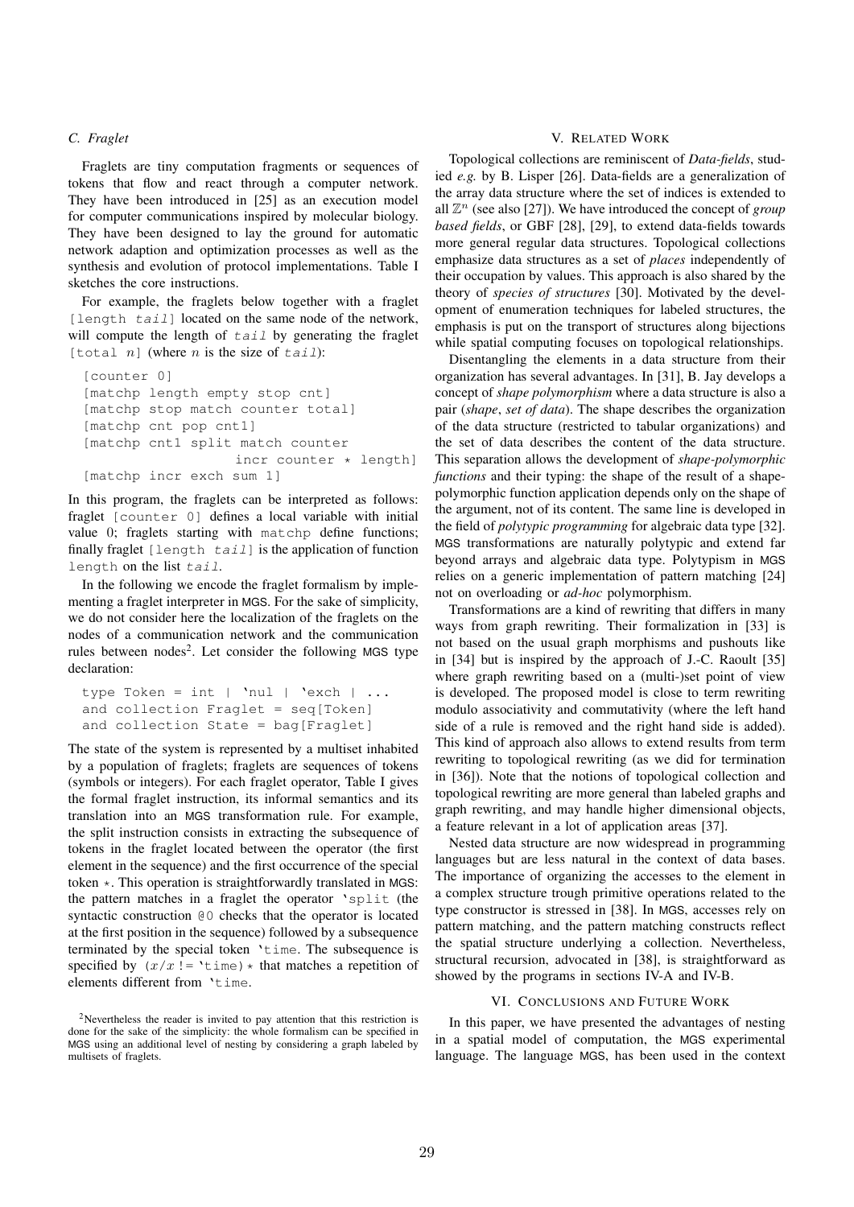### C. Fraglet

Fraglets are tiny computation fragments or sequences of tokens that flow and react through a computer network. They have been introduced in [25] as an execution model for computer communications inspired by molecular biology. They have been designed to lay the ground for automatic network adaption and optimization processes as well as the synthesis and evolution of protocol implementations. Table I sketches the core instructions.

For example, the fraglets below together with a fraglet `[length tail]` located on the same node of the network, will compute the length of *tail* by generating the fraglet `[total n]` (where $n$ is the size of *tail*):

```
[counter 0]
[matchp length empty stop cnt]
[matchp stop match counter total]
[matchp cnt pop cnt1]
[matchp cnt1 split match counter
                  incr counter * length]
[matchp incr exch sum 1]
```

In this program, the fraglets can be interpreted as follows: fraglet `[counter 0]` defines a local variable with initial value 0; fraglets starting with `matchp` define functions; finally fraglet `[length tail]` is the application of function `length` on the list *tail*.

In the following we encode the fraglet formalism by implementing a fraglet interpreter in MGS. For the sake of simplicity, we do not consider here the localization of the fraglets on the nodes of a communication network and the communication rules between nodes[2]. Let consider the following MGS type declaration:

```
type Token = int | `nul | `exch | ...
and collection Fraglet = seq[Token]
and collection State = bag[Fraglet]
```

The state of the system is represented by a multiset inhabited by a population of fraglets; fraglets are sequences of tokens (symbols or integers). For each fraglet operator, Table I gives the formal fraglet instruction, its informal semantics and its translation into an MGS transformation rule. For example, the split instruction consists in extracting the subsequence of tokens in the fraglet located between the operator (the first element in the sequence) and the first occurrence of the special token $\star$. This operation is straightforwardly translated in MGS: the pattern matches in a fraglet the operator `` `split `` (the syntactic construction `@0` checks that the operator is located at the first position in the sequence) followed by a subsequence terminated by the special token `` `time ``. The subsequence is specified by `(x/x != `time)*` that matches a repetition of elements different from `` `time ``.

[2]Nevertheless the reader is invited to pay attention that this restriction is done for the sake of the simplicity: the whole formalism can be specified in MGS using an additional level of nesting by considering a graph labeled by multisets of fraglets.

## V. Related Work

Topological collections are reminiscent of *Data-fields*, studied *e.g.* by B. Lisper [26]. Data-fields are a generalization of the array data structure where the set of indices is extended to all $\mathbb{Z}^n$ (see also [27]). We have introduced the concept of *group based fields*, or GBF [28], [29], to extend data-fields towards more general regular data structures. Topological collections emphasize data structures as a set of *places* independently of their occupation by values. This approach is also shared by the theory of *species of structures* [30]. Motivated by the development of enumeration techniques for labeled structures, the emphasis is put on the transport of structures along bijections while spatial computing focuses on topological relationships.

Disentangling the elements in a data structure from their organization has several advantages. In [31], B. Jay develops a concept of *shape polymorphism* where a data structure is also a pair (*shape*, *set of data*). The shape describes the organization of the data structure (restricted to tabular organizations) and the set of data describes the content of the data structure. This separation allows the development of *shape-polymorphic functions* and their typing: the shape of the result of a shape-polymorphic function application depends only on the shape of the argument, not of its content. The same line is developed in the field of *polytypic programming* for algebraic data type [32]. MGS transformations are naturally polytypic and extend far beyond arrays and algebraic data type. Polytypism in MGS relies on a generic implementation of pattern matching [24] not on overloading or *ad-hoc* polymorphism.

Transformations are a kind of rewriting that differs in many ways from graph rewriting. Their formalization in [33] is not based on the usual graph morphisms and pushouts like in [34] but is inspired by the approach of J.-C. Raoult [35] where graph rewriting based on a (multi-)set point of view is developed. The proposed model is close to term rewriting modulo associativity and commutativity (where the left hand side of a rule is removed and the right hand side is added). This kind of approach also allows to extend results from term rewriting to topological rewriting (as we did for termination in [36]). Note that the notions of topological collection and topological rewriting are more general than labeled graphs and graph rewriting, and may handle higher dimensional objects, a feature relevant in a lot of application areas [37].

Nested data structure are now widespread in programming languages but are less natural in the context of data bases. The importance of organizing the accesses to the element in a complex structure trough primitive operations related to the type constructor is stressed in [38]. In MGS, accesses rely on pattern matching, and the pattern matching constructs reflect the spatial structure underlying a collection. Nevertheless, structural recursion, advocated in [38], is straightforward as showed by the programs in sections IV-A and IV-B.

## VI. Conclusions and Future Work

In this paper, we have presented the advantages of nesting in a spatial model of computation, the MGS experimental language. The language MGS, has been used in the context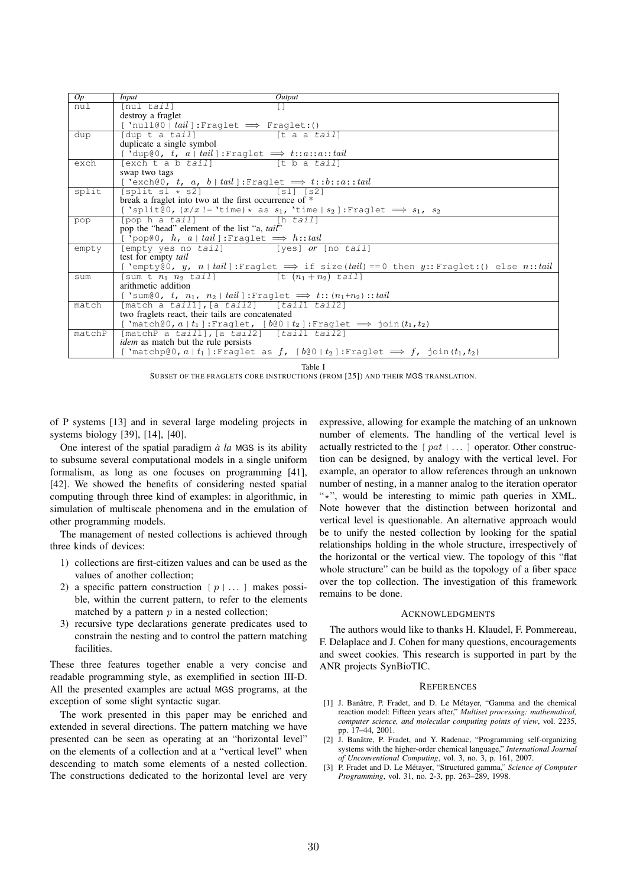| *Op* | *Input* | *Output* |
|---|---|---|
| nul | [nul *tail*] | [] |
| | destroy a fraglet | |
| | [ 'null@0 \| *tail* ]:Fraglet $\Longrightarrow$ Fraglet:() | |
| dup | [dup t a *tail*] | [t a a *tail*] |
| | duplicate a single symbol | |
| | [ 'dup@0, *t*, *a* \| *tail* ]:Fraglet $\Longrightarrow$ *t*::*a*::*a*::*tail* | |
| exch | [exch t a b *tail*] | [t b a *tail*] |
| | swap two tags | |
| | [ 'exch@0, *t*, *a*, *b* \| *tail* ]:Fraglet $\Longrightarrow$ *t*::*b*::*a*::*tail* | |
| split | [split s1 * s2] | [s1] [s2] |
| | break a fraglet into two at the first occurrence of * | |
| | [ 'split@0, ($x$/$x$ != 'time)* as $s_1$, 'time \| $s_2$ ]:Fraglet $\Longrightarrow$ $s_1$, $s_2$ | |
| pop | [pop h a *tail*] | [h *tail*] |
| | pop the "head" element of the list "a, *tail*" | |
| | [ 'pop@0, *h*, *a* \| *tail* ]:Fraglet $\Longrightarrow$ *h*::*tail* | |
| empty | [empty yes no *tail*] | [yes] *or* [no *tail*] |
| | test for empty *tail* | |
| | [ 'empty@0, *y*, *n* \| *tail* ]:Fraglet $\Longrightarrow$ if size(*tail*) == 0 then *y*:: Fraglet:() else *n*::*tail* | |
| sum | [sum t $n_1$ $n_2$ *tail*] | [t $(n_1 + n_2)$ *tail*] |
| | arithmetic addition | |
| | [ 'sum@0, *t*, $n_1$, $n_2$ \| *tail* ]:Fraglet $\Longrightarrow$ *t*::$(n_1+n_2)$::*tail* | |
| match | [match a *tail1*],[a *tail2*] | [*tail1* *tail2*] |
| | two fraglets react, their tails are concatenated | |
| | [ 'match@0, *a* \| $t_1$ ]:Fraglet, [ *b*@0 \| $t_2$ ]:Fraglet $\Longrightarrow$ join($t_1$, $t_2$) | |
| matchP | [matchP a *tail1*],[a *tail2*] | [*tail1* *tail2*] |
| | *idem* as match but the rule persists | |
| | [ 'matchp@0, *a* \| $t_1$ ]:Fraglet as *f*, [ *b*@0 \| $t_2$ ]:Fraglet $\Longrightarrow$ *f*, join($t_1$, $t_2$) | |

Table I

SUBSET OF THE FRAGLETS CORE INSTRUCTIONS (FROM [25]) AND THEIR MGS TRANSLATION.

of P systems [13] and in several large modeling projects in systems biology [39], [14], [40].

One interest of the spatial paradigm *à la* MGS is its ability to subsume several computational models in a single uniform formalism, as long as one focuses on programming [41], [42]. We showed the benefits of considering nested spatial computing through three kind of examples: in algorithmic, in simulation of multiscale phenomena and in the emulation of other programming models.

The management of nested collections is achieved through three kinds of devices:

1) collections are first-citizen values and can be used as the values of another collection;
2) a specific pattern construction [ $p$ | ... ] makes possible, within the current pattern, to refer to the elements matched by a pattern $p$ in a nested collection;
3) recursive type declarations generate predicates used to constrain the nesting and to control the pattern matching facilities.

These three features together enable a very concise and readable programming style, as exemplified in section III-D. All the presented examples are actual MGS programs, at the exception of some slight syntactic sugar.

The work presented in this paper may be enriched and extended in several directions. The pattern matching we have presented can be seen as operating at an "horizontal level" on the elements of a collection and at a "vertical level" when descending to match some elements of a nested collection. The constructions dedicated to the horizontal level are very expressive, allowing for example the matching of an unknown number of elements. The handling of the vertical level is actually restricted to the [ $pat$ | ... ] operator. Other construction can be designed, by analogy with the vertical level. For example, an operator to allow references through an unknown number of nesting, in a manner analog to the iteration operator "*", would be interesting to mimic path queries in XML. Note however that the distinction between horizontal and vertical level is questionable. An alternative approach would be to unify the nested collection by looking for the spatial relationships holding in the whole structure, irrespectively of the horizontal or the vertical view. The topology of this "flat whole structure" can be build as the topology of a fiber space over the top collection. The investigation of this framework remains to be done.

## ACKNOWLEDGMENTS

The authors would like to thanks H. Klaudel, F. Pommereau, F. Delaplace and J. Cohen for many questions, encouragements and sweet cookies. This research is supported in part by the ANR projects SynBioTIC.

## REFERENCES

[1] J. Banâtre, P. Fradet, and D. Le Métayer, "Gamma and the chemical reaction model: Fifteen years after," *Multiset processing: mathematical, computer science, and molecular computing points of view*, vol. 2235, pp. 17–44, 2001.

[2] J. Banâtre, P. Fradet, and Y. Radenac, "Programming self-organizing systems with the higher-order chemical language," *International Journal of Unconventional Computing*, vol. 3, no. 3, p. 161, 2007.

[3] P. Fradet and D. Le Métayer, "Structured gamma," *Science of Computer Programming*, vol. 31, no. 2-3, pp. 263–289, 1998.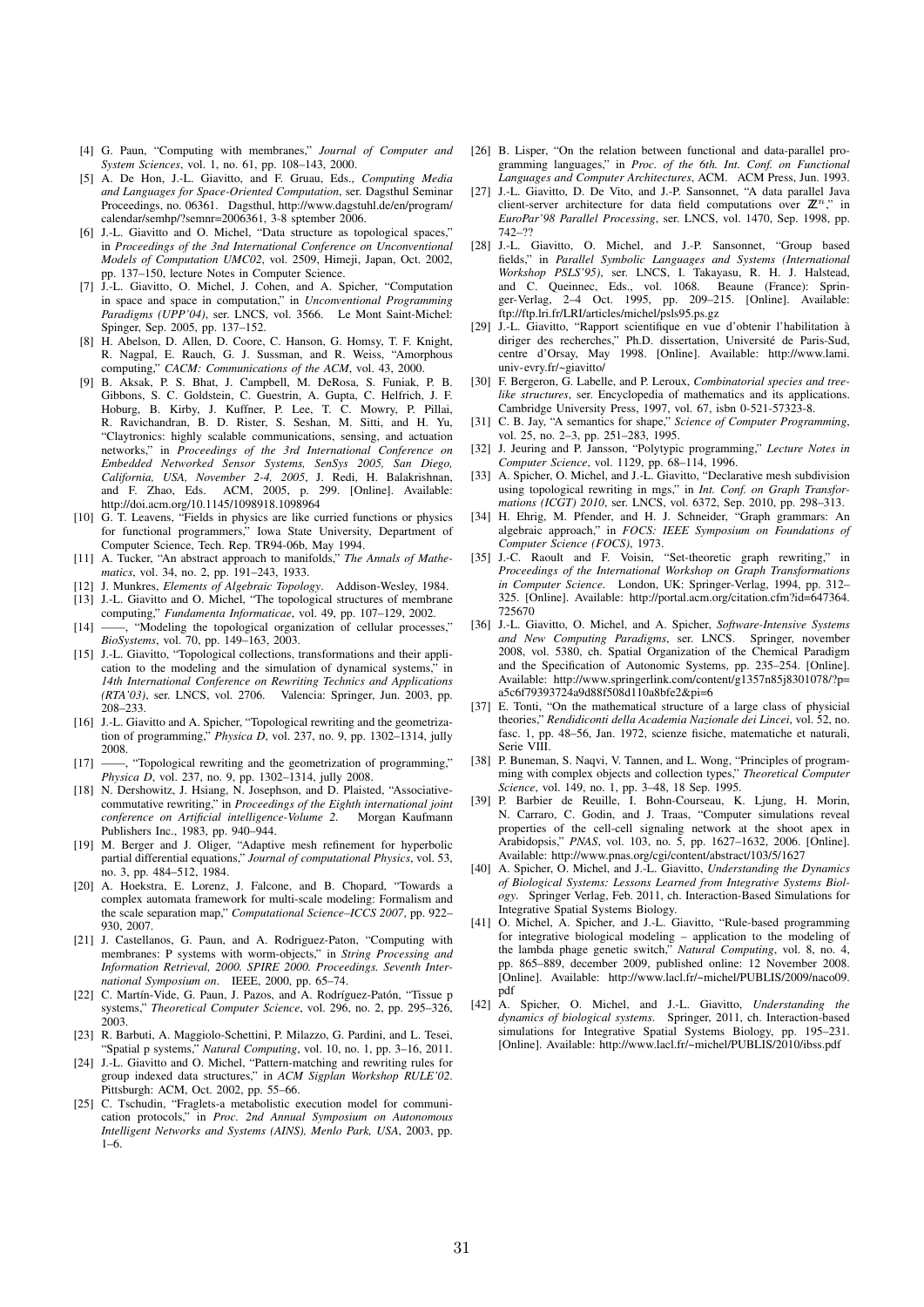[4] G. Paun, "Computing with membranes," *Journal of Computer and System Sciences*, vol. 1, no. 61, pp. 108–143, 2000.

[5] A. De Hon, J.-L. Giavitto, and F. Gruau, Eds., *Computing Media and Languages for Space-Oriented Computation*, ser. Dagsthul Seminar Proceedings, no. 06361. Dagsthul, http://www.dagstuhl.de/en/program/calendar/semhp/?semnr=2006361, 3-8 sptember 2006.

[6] J.-L. Giavitto and O. Michel, "Data structure as topological spaces," in *Proceedings of the 3nd International Conference on Unconventional Models of Computation UMC02*, vol. 2509, Himeji, Japan, Oct. 2002, pp. 137–150, lecture Notes in Computer Science.

[7] J.-L. Giavitto, O. Michel, J. Cohen, and A. Spicher, "Computation in space and space in computation," in *Unconventional Programming Paradigms (UPP'04)*, ser. LNCS, vol. 3566. Le Mont Saint-Michel: Springer, Sep. 2005, pp. 137–152.

[8] H. Abelson, D. Allen, D. Coore, C. Hanson, G. Homsy, T. F. Knight, R. Nagpal, E. Rauch, G. J. Sussman, and R. Weiss, "Amorphous computing," *CACM: Communications of the ACM*, vol. 43, 2000.

[9] B. Aksak, P. S. Bhat, J. Campbell, M. DeRosa, S. Funiak, P. B. Gibbons, S. C. Goldstein, C. Guestrin, A. Gupta, C. Helfrich, J. F. Hoburg, B. Kirby, J. Kuffner, P. Lee, T. C. Mowry, P. Pillai, R. Ravichandran, B. D. Rister, S. Seshan, M. Sitti, and H. Yu, "Claytronics: highly scalable communications, sensing, and actuation networks," in *Proceedings of the 3rd International Conference on Embedded Networked Sensor Systems, SenSys 2005, San Diego, California, USA, November 2-4, 2005*, J. Redi, H. Balakrishnan, and F. Zhao, Eds. ACM, 2005, p. 299. [Online]. Available: http://doi.acm.org/10.1145/1098918.1098964

[10] G. T. Leavens, "Fields in physics are like curried functions or physics for functional programmers," Iowa State University, Department of Computer Science, Tech. Rep. TR94-06b, May 1994.

[11] A. Tucker, "An abstract approach to manifolds," *The Annals of Mathematics*, vol. 34, no. 2, pp. 191–243, 1933.

[12] J. Munkres, *Elements of Algebraic Topology*. Addison-Wesley, 1984.

[13] J.-L. Giavitto and O. Michel, "The topological structures of membrane computing," *Fundamenta Informaticae*, vol. 49, pp. 107–129, 2002.

[14] ——, "Modeling the topological organization of cellular processes," *BioSystems*, vol. 70, pp. 149–163, 2003.

[15] J.-L. Giavitto, "Topological collections, transformations and their application to the modeling and the simulation of dynamical systems," in *14th International Conference on Rewriting Technics and Applications (RTA'03)*, ser. LNCS, vol. 2706. Valencia: Springer, Jun. 2003, pp. 208–233.

[16] J.-L. Giavitto and A. Spicher, "Topological rewriting and the geometrization of programming," *Physica D*, vol. 237, no. 9, pp. 1302–1314, jully 2008.

[17] ——, "Topological rewriting and the geometrization of programming," *Physica D*, vol. 237, no. 9, pp. 1302–1314, jully 2008.

[18] N. Dershowitz, J. Hsiang, N. Josephson, and D. Plaisted, "Associative-commutative rewriting," in *Proceedings of the Eighth international joint conference on Artificial intelligence-Volume 2*. Morgan Kaufmann Publishers Inc., 1983, pp. 940–944.

[19] M. Berger and J. Oliger, "Adaptive mesh refinement for hyperbolic partial differential equations," *Journal of computational Physics*, vol. 53, no. 3, pp. 484–512, 1984.

[20] A. Hoekstra, E. Lorenz, J. Falcone, and B. Chopard, "Towards a complex automata framework for multi-scale modeling: Formalism and the scale separation map," *Computational Science–ICCS 2007*, pp. 922–930, 2007.

[21] J. Castellanos, G. Paun, and A. Rodriguez-Paton, "Computing with membranes: P systems with worm-objects," in *String Processing and Information Retrieval, 2000. SPIRE 2000. Proceedings. Seventh International Symposium on*. IEEE, 2000, pp. 65–74.

[22] C. Martín-Vide, G. Paun, J. Pazos, and A. Rodríguez-Patón, "Tissue p systems," *Theoretical Computer Science*, vol. 296, no. 2, pp. 295–326, 2003.

[23] R. Barbuti, A. Maggiolo-Schettini, P. Milazzo, G. Pardini, and L. Tesei, "Spatial p systems," *Natural Computing*, vol. 10, no. 1, pp. 3–16, 2011.

[24] J.-L. Giavitto and O. Michel, "Pattern-matching and rewriting rules for group indexed data structures," in *ACM Sigplan Workshop RULE'02*. Pittsburgh: ACM, Oct. 2002, pp. 55–66.

[25] C. Tschudin, "Fraglets-a metabolistic execution model for communication protocols," in *Proc. 2nd Annual Symposium on Autonomous Intelligent Networks and Systems (AINS), Menlo Park, USA*, 2003, pp. 1–6.

[26] B. Lisper, "On the relation between functional and data-parallel programming languages," in *Proc. of the 6th. Int. Conf. on Functional Languages and Computer Architectures*, ACM. ACM Press, Jun. 1993.

[27] J.-L. Giavitto, D. De Vito, and J.-P. Sansonnet, "A data parallel Java client-server architecture for data field computations over $\mathbb{Z}^n$," in *EuroPar'98 Parallel Processing*, ser. LNCS, vol. 1470, Sep. 1998, pp. 742–??

[28] J.-L. Giavitto, O. Michel, and J.-P. Sansonnet, "Group based fields," in *Parallel Symbolic Languages and Systems (International Workshop PSLS'95)*, ser. LNCS, I. Takayasu, R. H. J. Halstead, and C. Queinnec, Eds., vol. 1068. Beaune (France): Springer-Verlag, 2–4 Oct. 1995, pp. 209–215. [Online]. Available: ftp://ftp.lri.fr/LRI/articles/michel/psls95.ps.gz

[29] J.-L. Giavitto, "Rapport scientifique en vue d'obtenir l'habilitation à diriger des recherches," Ph.D. dissertation, Université de Paris-Sud, centre d'Orsay, May 1998. [Online]. Available: http://www.lami.univ-evry.fr/~giavitto/

[30] F. Bergeron, G. Labelle, and P. Leroux, *Combinatorial species and tree-like structures*, ser. Encyclopedia of mathematics and its applications. Cambridge University Press, 1997, vol. 67, isbn 0-521-57323-8.

[31] C. B. Jay, "A semantics for shape," *Science of Computer Programming*, vol. 25, no. 2–3, pp. 251–283, 1995.

[32] J. Jeuring and P. Jansson, "Polytypic programming," *Lecture Notes in Computer Science*, vol. 1129, pp. 68–114, 1996.

[33] A. Spicher, O. Michel, and J.-L. Giavitto, "Declarative mesh subdivision using topological rewriting in mgs," in *Int. Conf. on Graph Transformations (ICGT) 2010*, ser. LNCS, vol. 6372, Sep. 2010, pp. 298–313.

[34] H. Ehrig, M. Pfender, and H. J. Schneider, "Graph grammars: An algebraic approach," in *FOCS: IEEE Symposium on Foundations of Computer Science (FOCS)*, 1973.

[35] J.-C. Raoult and F. Voisin, "Set-theoretic graph rewriting," in *Proceedings of the International Workshop on Graph Transformations in Computer Science*. London, UK: Springer-Verlag, 1994, pp. 312–325. [Online]. Available: http://portal.acm.org/citation.cfm?id=647364.725670

[36] J.-L. Giavitto, O. Michel, and A. Spicher, *Software-Intensive Systems and New Computing Paradigms*, ser. LNCS. Springer, november 2008, vol. 5380, ch. Spatial Organization of the Chemical Paradigm and the Specification of Autonomic Systems, pp. 235–254. [Online]. Available: http://www.springerlink.com/content/g1357n85j8301078/?p=a5c6f79393724a9d88f508d110a8bfe2&pi=6

[37] E. Tonti, "On the mathematical structure of a large class of physicial theories," *Rendidiconti della Academia Nazionale dei Lincei*, vol. 52, no. fasc. 1, pp. 48–56, Jan. 1972, scienze fisiche, matematiche et naturali, Serie VIII.

[38] P. Buneman, S. Naqvi, V. Tannen, and L. Wong, "Principles of programming with complex objects and collection types," *Theoretical Computer Science*, vol. 149, no. 1, pp. 3–48, 18 Sep. 1995.

[39] P. Barbier de Reuille, I. Bohn-Courseau, K. Ljung, H. Morin, N. Carraro, C. Godin, and J. Traas, "Computer simulations reveal properties of the cell-cell signaling network at the shoot apex in Arabidopsis," *PNAS*, vol. 103, no. 5, pp. 1627–1632, 2006. [Online]. Available: http://www.pnas.org/cgi/content/abstract/103/5/1627

[40] A. Spicher, O. Michel, and J.-L. Giavitto, *Understanding the Dynamics of Biological Systems: Lessons Learned from Integrative Systems Biology*. Springer Verlag, Feb. 2011, ch. Interaction-Based Simulations for Integrative Spatial Systems Biology.

[41] O. Michel, A. Spicher, and J.-L. Giavitto, "Rule-based programming for integrative biological modeling – application to the modeling of the lambda phage genetic switch," *Natural Computing*, vol. 8, no. 4, pp. 865–889, december 2009, published online: 12 November 2008. [Online]. Available: http://www.lacl.fr/~michel/PUBLIS/2009/naco09.pdf

[42] A. Spicher, O. Michel, and J.-L. Giavitto, *Understanding the dynamics of biological systems*. Springer, 2011, ch. Interaction-based simulations for Integrative Spatial Systems Biology, pp. 195–231. [Online]. Available: http://www.lacl.fr/~michel/PUBLIS/2010/ibss.pdf